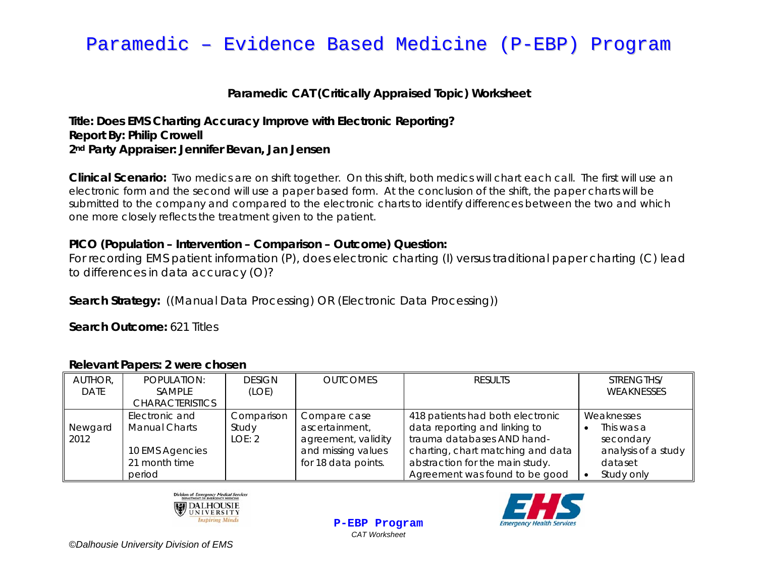# Paramedic – Evidence Based Medicine (P-EBP) Program

**Paramedic CAT (Critically Appraised Topic) Worksheet**

**Title: Does EMS Charting Accuracy Improve with Electronic Reporting?**
**Report By: Philip Crowell**
**2nd Party Appraiser: Jennifer Bevan, Jan Jensen**

**Clinical Scenario:** Two medics are on shift together. On this shift, both medics will chart each call. The first will use an electronic form and the second will use a paper based form. At the conclusion of the shift, the paper charts will be submitted to the company and compared to the electronic charts to identify differences between the two and which one more closely reflects the treatment given to the patient.

**PICO (Population – Intervention – Comparison – Outcome) Question:**
For recording EMS patient information (P), does electronic charting (I) versus traditional paper charting (C) lead to differences in data accuracy (O)?

**Search Strategy:** ((Manual Data Processing) OR (Electronic Data Processing))

**Search Outcome:** 621 Titles

**Relevant Papers: 2 were chosen**

| AUTHOR, DATE | POPULATION: SAMPLE CHARACTERISTICS | DESIGN (LOE) | OUTCOMES | RESULTS | STRENGTHS/ WEAKNESSES |
|---|---|---|---|---|---|
| Newgard 2012 | Electronic and Manual Charts<br><br>10 EMS Agencies<br>21 month time period | Comparison Study<br>LOE: 2 | Compare case ascertainment, agreement, validity and missing values for 18 data points. | 418 patients had both electronic data reporting and linking to trauma databases AND hand-charting, chart matching and data abstraction for the main study. Agreement was found to be good | Weaknesses<br>• This was a secondary analysis of a study dataset<br>• Study only |

P-EBP Program
*CAT Worksheet*

*©Dalhousie University Division of EMS*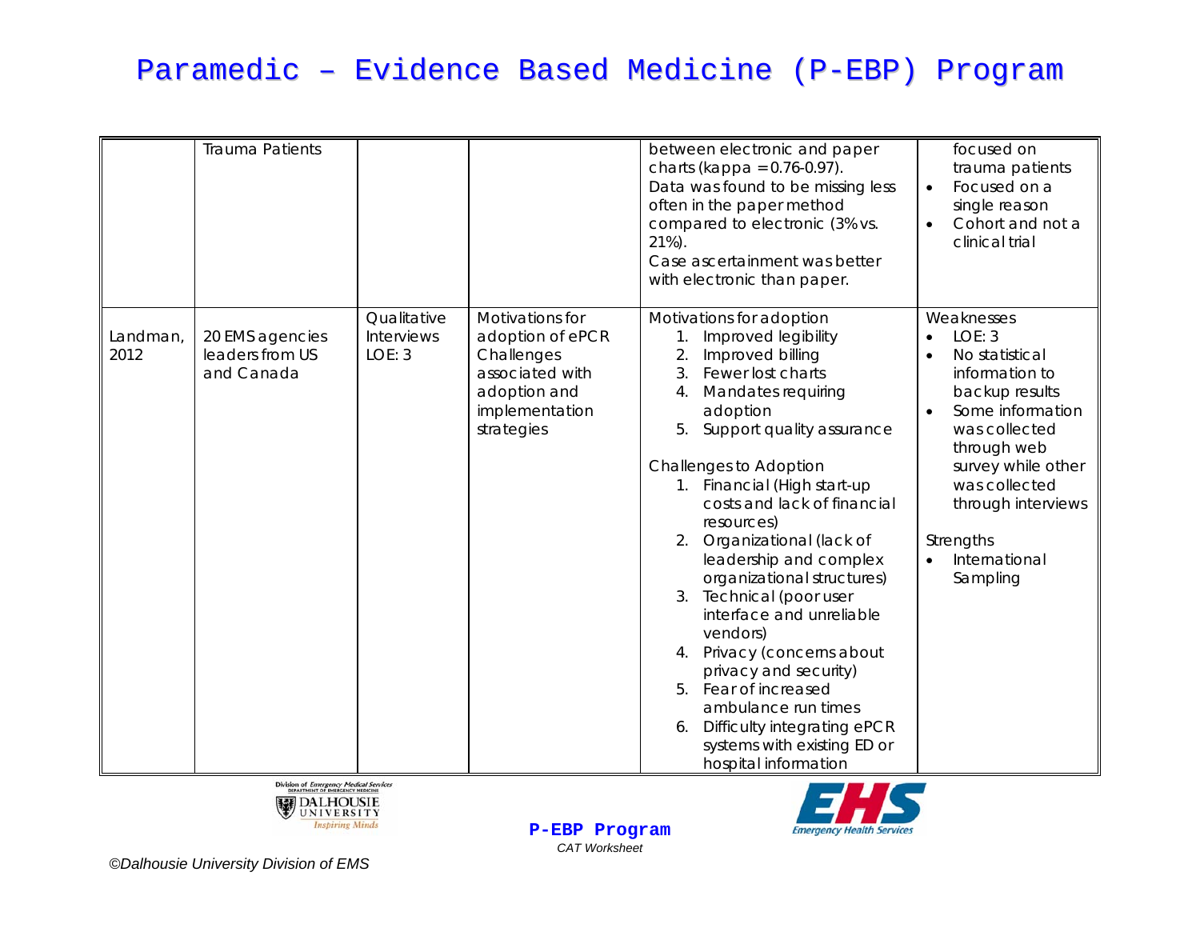# Paramedic – Evidence Based Medicine (P-EBP) Program

| | | | | | |
|---|---|---|---|---|---|
| | Trauma Patients | | | between electronic and paper charts (kappa = 0.76-0.97). Data was found to be missing less often in the paper method compared to electronic (3% vs. 21%). Case ascertainment was better with electronic than paper. | focused on trauma patients<br>• Focused on a single reason<br>• Cohort and not a clinical trial |
| Landman, 2012 | 20 EMS agencies leaders from US and Canada | Qualitative Interviews<br>LOE: 3 | Motivations for adoption of ePCR<br>Challenges associated with adoption and implementation strategies | Motivations for adoption<br>1. Improved legibility<br>2. Improved billing<br>3. Fewer lost charts<br>4. Mandates requiring adoption<br>5. Support quality assurance<br><br>Challenges to Adoption<br>1. Financial (High start-up costs and lack of financial resources)<br>2. Organizational (lack of leadership and complex organizational structures)<br>3. Technical (poor user interface and unreliable vendors)<br>4. Privacy (concerns about privacy and security)<br>5. Fear of increased ambulance run times<br>6. Difficulty integrating ePCR systems with existing ED or hospital information | Weaknesses<br>• LOE: 3<br>• No statistical information to backup results<br>• Some information was collected through web survey while other was collected through interviews<br><br>Strengths<br>• International Sampling |

P-EBP Program

*CAT Worksheet*

*©Dalhousie University Division of EMS*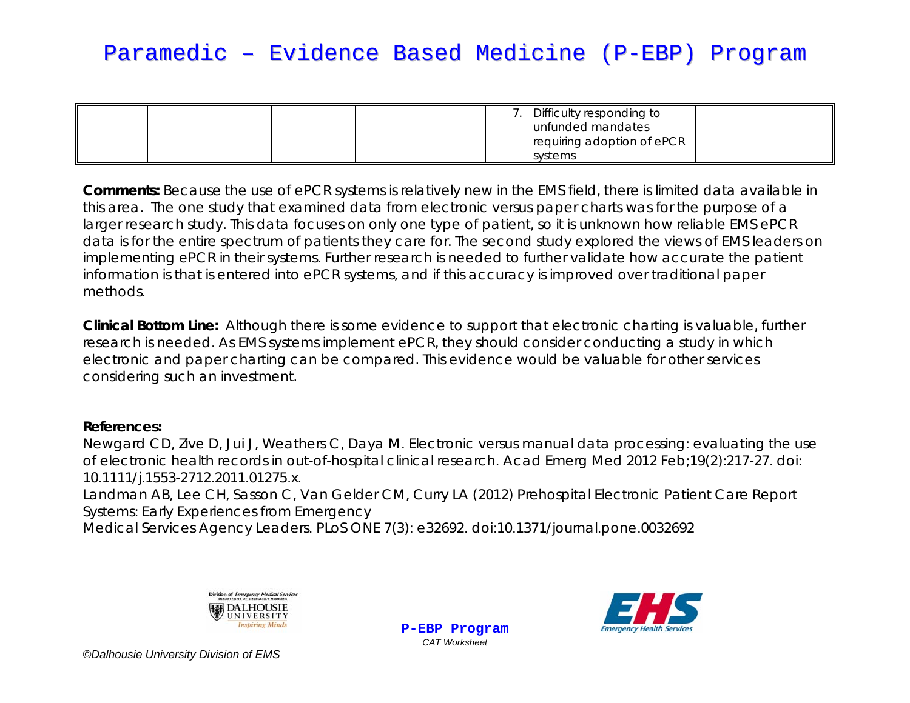| | | | | | |
|---|---|---|---|---|---|
| | | | | 7. Difficulty responding to unfunded mandates requiring adoption of ePCR systems | |

**Comments:** Because the use of ePCR systems is relatively new in the EMS field, there is limited data available in this area. The one study that examined data from electronic versus paper charts was for the purpose of a larger research study. This data focuses on only one type of patient, so it is unknown how reliable EMS ePCR data is for the entire spectrum of patients they care for. The second study explored the views of EMS leaders on implementing ePCR in their systems. Further research is needed to further validate how accurate the patient information is that is entered into ePCR systems, and if this accuracy is improved over traditional paper methods.

**Clinical Bottom Line:** Although there is some evidence to support that electronic charting is valuable, further research is needed. As EMS systems implement ePCR, they should consider conducting a study in which electronic and paper charting can be compared. This evidence would be valuable for other services considering such an investment.

**References:**

Newgard CD, Zive D, Jui J, Weathers C, Daya M. Electronic versus manual data processing: evaluating the use of electronic health records in out-of-hospital clinical research. Acad Emerg Med 2012 Feb;19(2):217-27. doi: 10.1111/j.1553-2712.2011.01275.x.

Landman AB, Lee CH, Sasson C, Van Gelder CM, Curry LA (2012) Prehospital Electronic Patient Care Report Systems: Early Experiences from Emergency Medical Services Agency Leaders. PLoS ONE 7(3): e32692. doi:10.1371/journal.pone.0032692